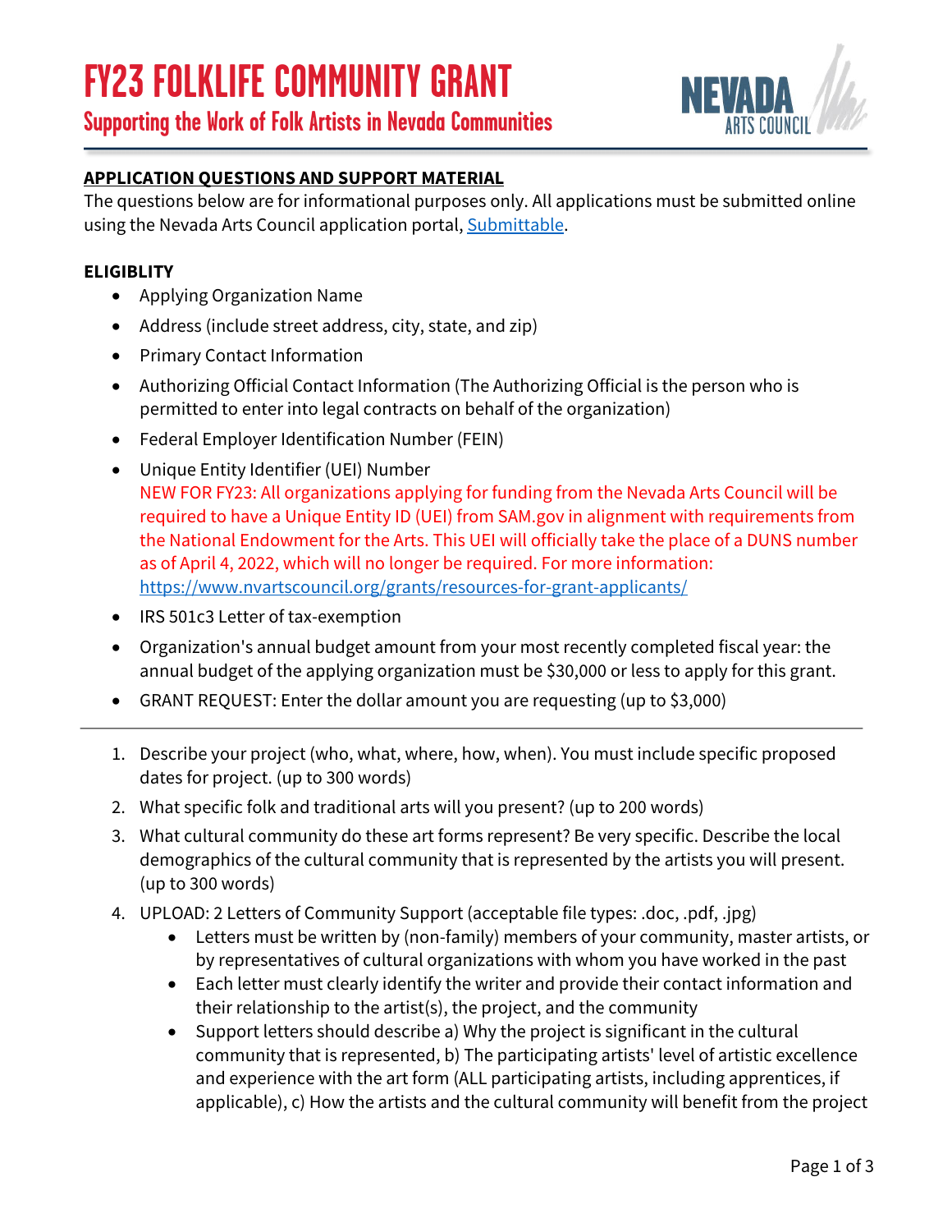# FY23 FOLKLIFE COMMUNITY GRANT

## Supporting the Work of Folk Artists in Nevada Communities

NEVADA ARTS COUNCIL

**APPLICATION QUESTIONS AND SUPPORT MATERIAL**

The questions below are for informational purposes only. All applications must be submitted online using the Nevada Arts Council application portal, Submittable.

**ELIGIBLITY**

- Applying Organization Name
- Address (include street address, city, state, and zip)
- Primary Contact Information
- Authorizing Official Contact Information (The Authorizing Official is the person who is permitted to enter into legal contracts on behalf of the organization)
- Federal Employer Identification Number (FEIN)
- Unique Entity Identifier (UEI) Number
  NEW FOR FY23: All organizations applying for funding from the Nevada Arts Council will be required to have a Unique Entity ID (UEI) from SAM.gov in alignment with requirements from the National Endowment for the Arts. This UEI will officially take the place of a DUNS number as of April 4, 2022, which will no longer be required. For more information: https://www.nvartscouncil.org/grants/resources-for-grant-applicants/
- IRS 501c3 Letter of tax-exemption
- Organization's annual budget amount from your most recently completed fiscal year: the annual budget of the applying organization must be $30,000 or less to apply for this grant.
- GRANT REQUEST: Enter the dollar amount you are requesting (up to $3,000)

---

1. Describe your project (who, what, where, how, when). You must include specific proposed dates for project. (up to 300 words)
2. What specific folk and traditional arts will you present? (up to 200 words)
3. What cultural community do these art forms represent? Be very specific. Describe the local demographics of the cultural community that is represented by the artists you will present. (up to 300 words)
4. UPLOAD: 2 Letters of Community Support (acceptable file types: .doc, .pdf, .jpg)
   - Letters must be written by (non-family) members of your community, master artists, or by representatives of cultural organizations with whom you have worked in the past
   - Each letter must clearly identify the writer and provide their contact information and their relationship to the artist(s), the project, and the community
   - Support letters should describe a) Why the project is significant in the cultural community that is represented, b) The participating artists' level of artistic excellence and experience with the art form (ALL participating artists, including apprentices, if applicable), c) How the artists and the cultural community will benefit from the project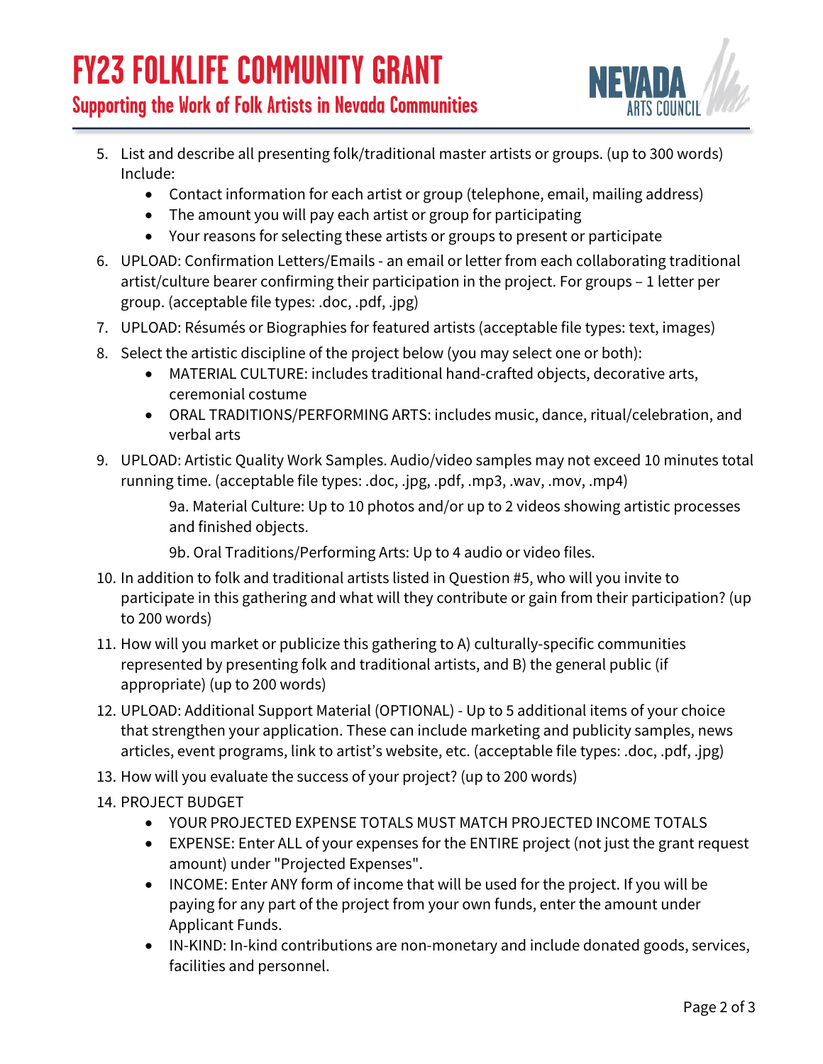5. List and describe all presenting folk/traditional master artists or groups. (up to 300 words) Include:
   - Contact information for each artist or group (telephone, email, mailing address)
   - The amount you will pay each artist or group for participating
   - Your reasons for selecting these artists or groups to present or participate
6. UPLOAD: Confirmation Letters/Emails - an email or letter from each collaborating traditional artist/culture bearer confirming their participation in the project. For groups – 1 letter per group. (acceptable file types: .doc, .pdf, .jpg)
7. UPLOAD: Résumés or Biographies for featured artists (acceptable file types: text, images)
8. Select the artistic discipline of the project below (you may select one or both):
   - MATERIAL CULTURE: includes traditional hand-crafted objects, decorative arts, ceremonial costume
   - ORAL TRADITIONS/PERFORMING ARTS: includes music, dance, ritual/celebration, and verbal arts
9. UPLOAD: Artistic Quality Work Samples. Audio/video samples may not exceed 10 minutes total running time. (acceptable file types: .doc, .jpg, .pdf, .mp3, .wav, .mov, .mp4)

   9a. Material Culture: Up to 10 photos and/or up to 2 videos showing artistic processes and finished objects.

   9b. Oral Traditions/Performing Arts: Up to 4 audio or video files.
10. In addition to folk and traditional artists listed in Question #5, who will you invite to participate in this gathering and what will they contribute or gain from their participation? (up to 200 words)
11. How will you market or publicize this gathering to A) culturally-specific communities represented by presenting folk and traditional artists, and B) the general public (if appropriate) (up to 200 words)
12. UPLOAD: Additional Support Material (OPTIONAL) - Up to 5 additional items of your choice that strengthen your application. These can include marketing and publicity samples, news articles, event programs, link to artist's website, etc. (acceptable file types: .doc, .pdf, .jpg)
13. How will you evaluate the success of your project? (up to 200 words)
14. PROJECT BUDGET
   - YOUR PROJECTED EXPENSE TOTALS MUST MATCH PROJECTED INCOME TOTALS
   - EXPENSE: Enter ALL of your expenses for the ENTIRE project (not just the grant request amount) under "Projected Expenses".
   - INCOME: Enter ANY form of income that will be used for the project. If you will be paying for any part of the project from your own funds, enter the amount under Applicant Funds.
   - IN-KIND: In-kind contributions are non-monetary and include donated goods, services, facilities and personnel.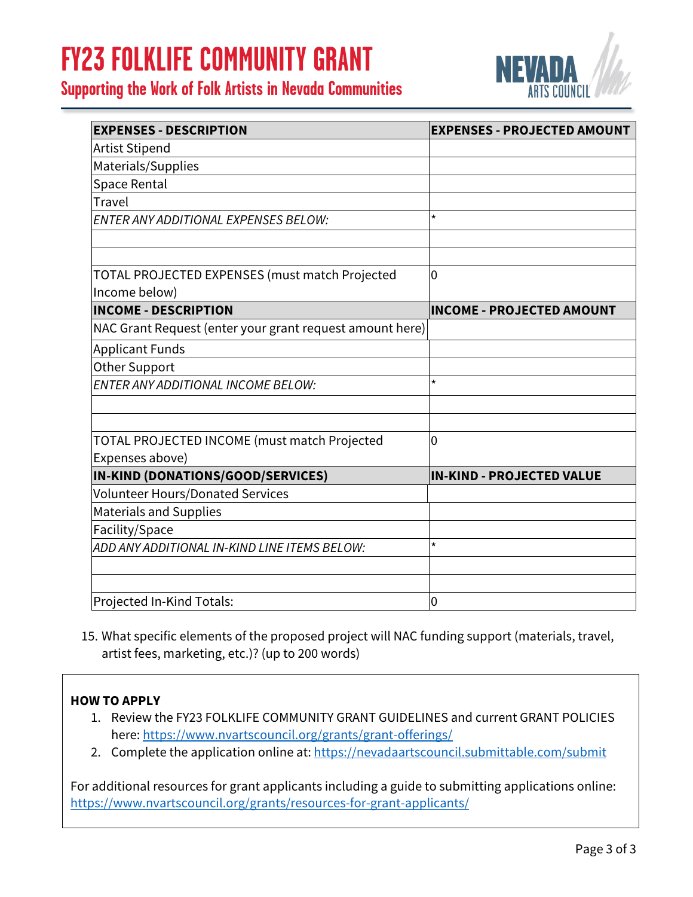| EXPENSES - DESCRIPTION | EXPENSES - PROJECTED AMOUNT |
|---|---|
| Artist Stipend | |
| Materials/Supplies | |
| Space Rental | |
| Travel | |
| *ENTER ANY ADDITIONAL EXPENSES BELOW:* | * |
| | |
| | |
| TOTAL PROJECTED EXPENSES (must match Projected Income below) | 0 |
| **INCOME - DESCRIPTION** | **INCOME - PROJECTED AMOUNT** |
| NAC Grant Request (enter your grant request amount here) | |
| Applicant Funds | |
| Other Support | |
| *ENTER ANY ADDITIONAL INCOME BELOW:* | * |
| | |
| | |
| TOTAL PROJECTED INCOME (must match Projected Expenses above) | 0 |
| **IN-KIND (DONATIONS/GOOD/SERVICES)** | **IN-KIND - PROJECTED VALUE** |
| Volunteer Hours/Donated Services | |
| Materials and Supplies | |
| Facility/Space | |
| *ADD ANY ADDITIONAL IN-KIND LINE ITEMS BELOW:* | * |
| | |
| | |
| Projected In-Kind Totals: | 0 |

15. What specific elements of the proposed project will NAC funding support (materials, travel, artist fees, marketing, etc.)? (up to 200 words)

**HOW TO APPLY**

1. Review the FY23 FOLKLIFE COMMUNITY GRANT GUIDELINES and current GRANT POLICIES here: https://www.nvartscouncil.org/grants/grant-offerings/
2. Complete the application online at: https://nevadaartscouncil.submittable.com/submit

For additional resources for grant applicants including a guide to submitting applications online: https://www.nvartscouncil.org/grants/resources-for-grant-applicants/